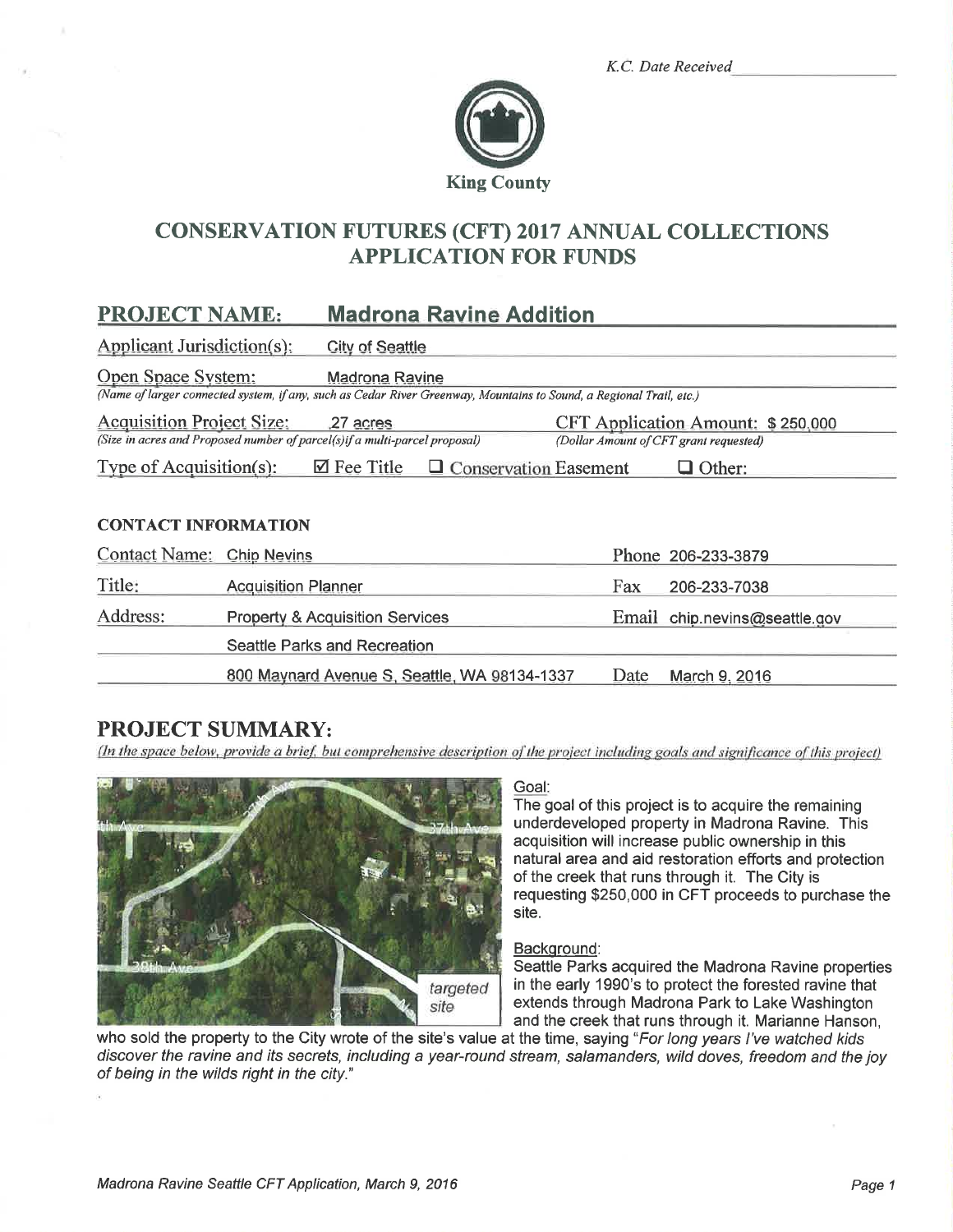K.C. Date Received ___________

King County

# CONSERVATION FUTURES (CFT) 2017 ANNUAL COLLECTIONS APPLICATION FOR FUNDS

## PROJECT NAME: Madrona Ravine Addition

**Applicant Jurisdiction(s):** City of Seattle

**Open Space System:** Madrona Ravine
*(Name of larger connected system, if any, such as Cedar River Greenway, Mountains to Sound, a Regional Trail, etc.)*

**Acquisition Project Size:** .27 acres
*(Size in acres and Proposed number of parcel(s) if a multi-parcel proposal)*

**CFT Application Amount:** $ 250,000
*(Dollar Amount of CFT grant requested)*

**Type of Acquisition(s):** ☑ Fee Title ☐ Conservation Easement ☐ Other:

### CONTACT INFORMATION

| | | | |
|---|---|---|---|
| Contact Name: | Chip Nevins | Phone | 206-233-3879 |
| Title: | Acquisition Planner | Fax | 206-233-7038 |
| Address: | Property & Acquisition Services | Email | chip.nevins@seattle.gov |
| | Seattle Parks and Recreation | | |
| | 800 Maynard Avenue S, Seattle, WA 98134-1337 | Date | March 9, 2016 |

## PROJECT SUMMARY:

*(In the space below, provide a brief, but comprehensive description of the project including goals and significance of this project)*

Goal:
The goal of this project is to acquire the remaining underdeveloped property in Madrona Ravine. This acquisition will increase public ownership in this natural area and aid restoration efforts and protection of the creek that runs through it. The City is requesting $250,000 in CFT proceeds to purchase the site.

Background:
Seattle Parks acquired the Madrona Ravine properties in the early 1990's to protect the forested ravine that extends through Madrona Park to Lake Washington and the creek that runs through it. Marianne Hanson, who sold the property to the City wrote of the site's value at the time, saying *"For long years I've watched kids discover the ravine and its secrets, including a year-round stream, salamanders, wild doves, freedom and the joy of being in the wilds right in the city."*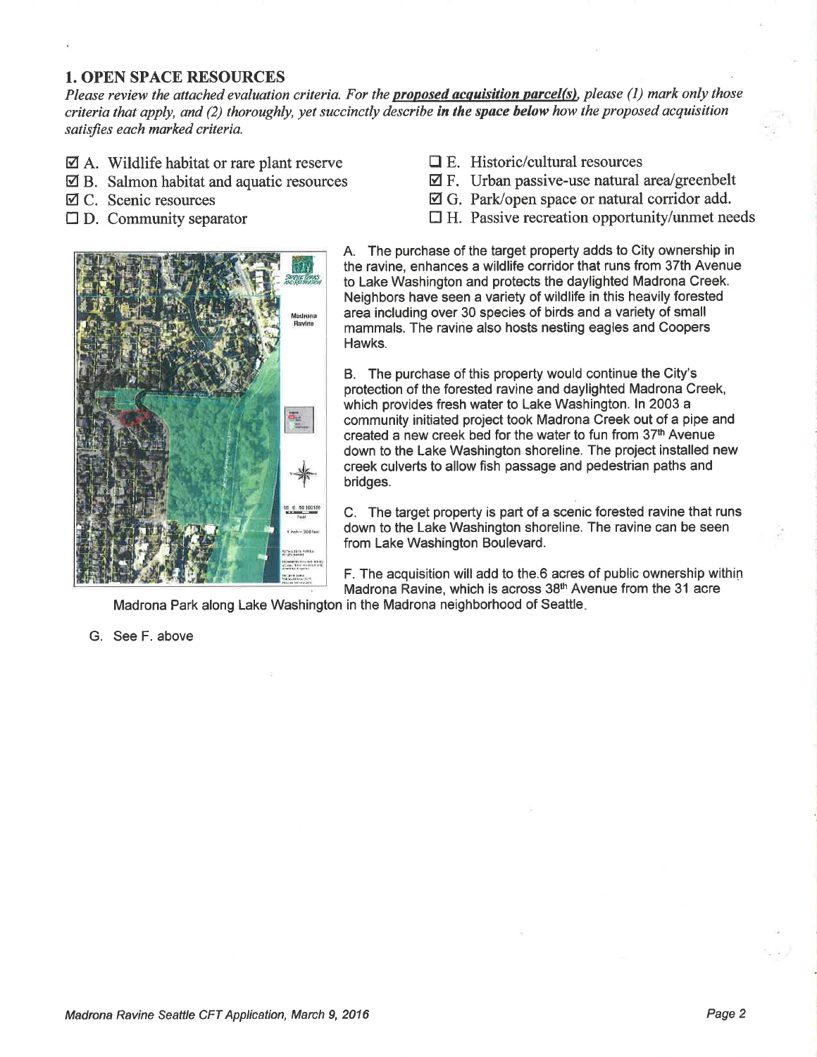## 1. OPEN SPACE RESOURCES

*Please review the attached evaluation criteria. For the **proposed acquisition parcel(s)**, please (1) mark only those criteria that apply, and (2) thoroughly, yet succinctly describe **in the space below** how the proposed acquisition satisfies each marked criteria.*

- ☑ A. Wildlife habitat or rare plant reserve
- ☑ B. Salmon habitat and aquatic resources
- ☑ C. Scenic resources
- ☐ D. Community separator
- ☐ E. Historic/cultural resources
- ☑ F. Urban passive-use natural area/greenbelt
- ☑ G. Park/open space or natural corridor add.
- ☐ H. Passive recreation opportunity/unmet needs

A. The purchase of the target property adds to City ownership in the ravine, enhances a wildlife corridor that runs from 37th Avenue to Lake Washington and protects the daylighted Madrona Creek. Neighbors have seen a variety of wildlife in this heavily forested area including over 30 species of birds and a variety of small mammals. The ravine also hosts nesting eagles and Coopers Hawks.

B. The purchase of this property would continue the City's protection of the forested ravine and daylighted Madrona Creek, which provides fresh water to Lake Washington. In 2003 a community initiated project took Madrona Creek out of a pipe and created a new creek bed for the water to fun from 37th Avenue down to the Lake Washington shoreline. The project installed new creek culverts to allow fish passage and pedestrian paths and bridges.

C. The target property is part of a scenic forested ravine that runs down to the Lake Washington shoreline. The ravine can be seen from Lake Washington Boulevard.

F. The acquisition will add to the.6 acres of public ownership within Madrona Ravine, which is across 38th Avenue from the 31 acre Madrona Park along Lake Washington in the Madrona neighborhood of Seattle.

G. See F. above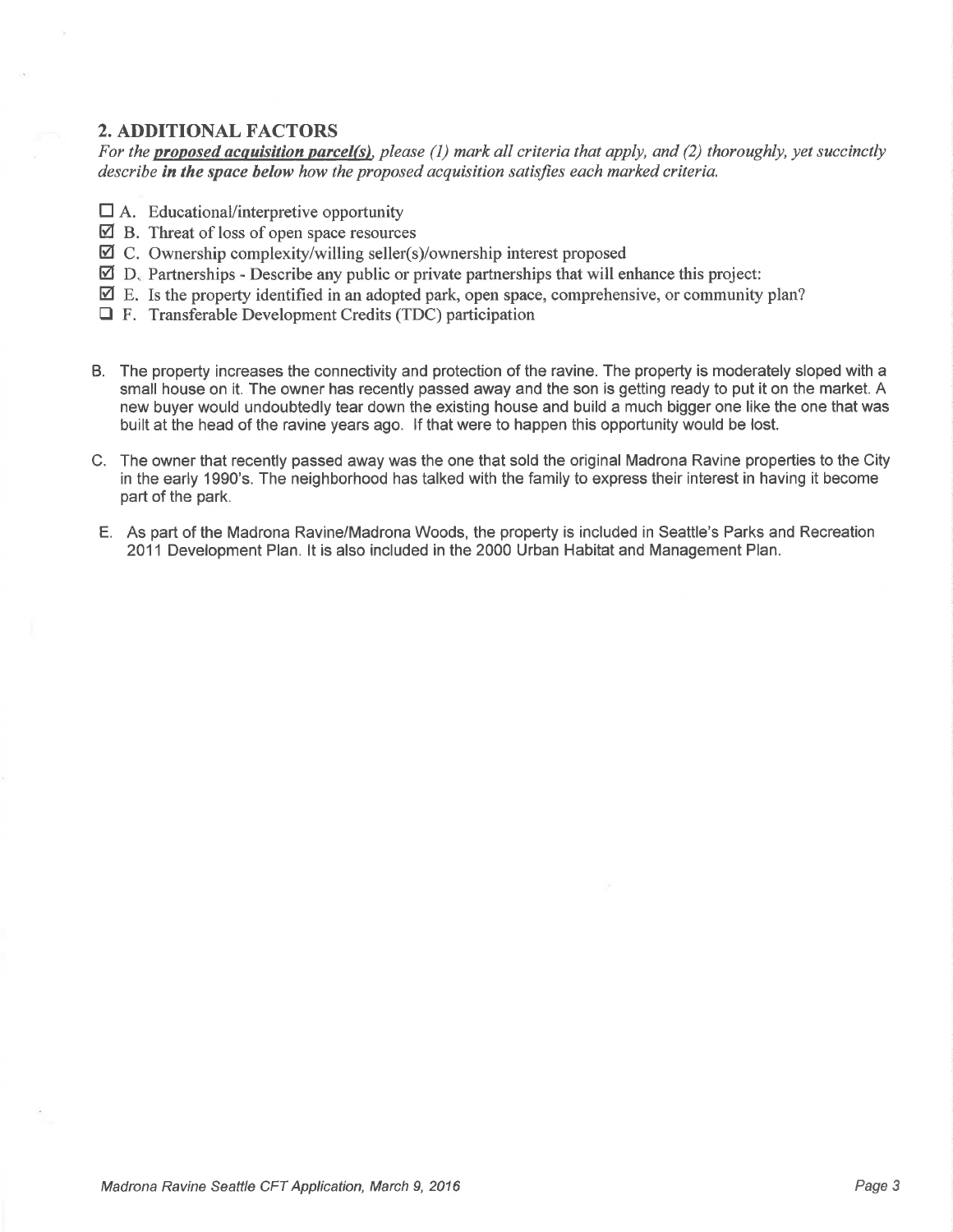## 2. ADDITIONAL FACTORS

*For the* ***proposed acquisition parcel(s)****, please (1) mark all criteria that apply, and (2) thoroughly, yet succinctly describe* ***in the space below*** *how the proposed acquisition satisfies each marked criteria.*

- ☐ A. Educational/interpretive opportunity
- ☑ B. Threat of loss of open space resources
- ☑ C. Ownership complexity/willing seller(s)/ownership interest proposed
- ☑ D. Partnerships - Describe any public or private partnerships that will enhance this project:
- ☑ E. Is the property identified in an adopted park, open space, comprehensive, or community plan?
- ☐ F. Transferable Development Credits (TDC) participation

B. The property increases the connectivity and protection of the ravine. The property is moderately sloped with a small house on it. The owner has recently passed away and the son is getting ready to put it on the market. A new buyer would undoubtedly tear down the existing house and build a much bigger one like the one that was built at the head of the ravine years ago. If that were to happen this opportunity would be lost.

C. The owner that recently passed away was the one that sold the original Madrona Ravine properties to the City in the early 1990's. The neighborhood has talked with the family to express their interest in having it become part of the park.

E. As part of the Madrona Ravine/Madrona Woods, the property is included in Seattle's Parks and Recreation 2011 Development Plan. It is also included in the 2000 Urban Habitat and Management Plan.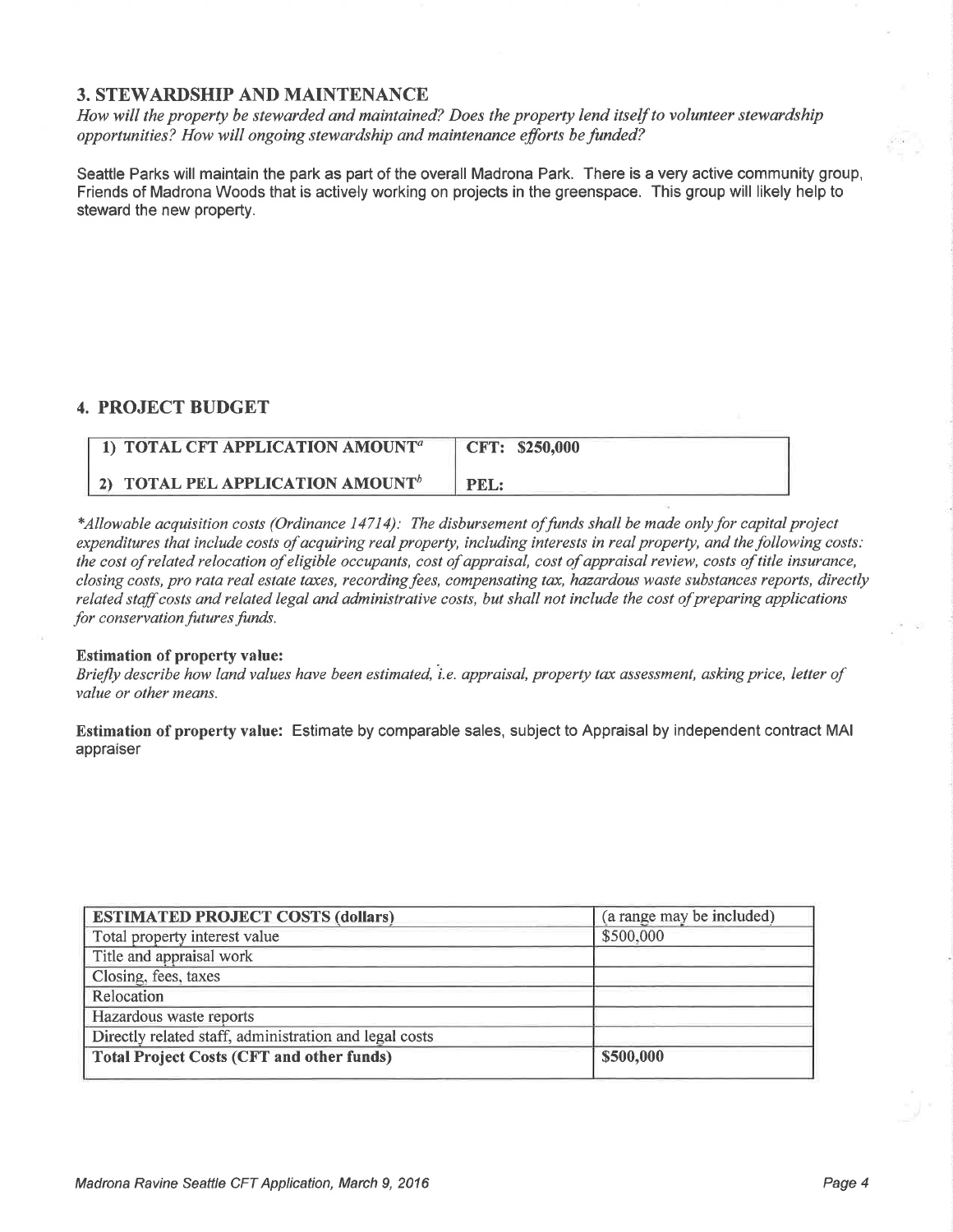## 3. STEWARDSHIP AND MAINTENANCE

*How will the property be stewarded and maintained? Does the property lend itself to volunteer stewardship opportunities? How will ongoing stewardship and maintenance efforts be funded?*

Seattle Parks will maintain the park as part of the overall Madrona Park. There is a very active community group, Friends of Madrona Woods that is actively working on projects in the greenspace. This group will likely help to steward the new property.

## 4. PROJECT BUDGET

| 1) TOTAL CFT APPLICATION AMOUNT[a] | CFT: $250,000 |
|---|---|
| 2) TOTAL PEL APPLICATION AMOUNT[b] | PEL: |

*\*Allowable acquisition costs (Ordinance 14714): The disbursement of funds shall be made only for capital project expenditures that include costs of acquiring real property, including interests in real property, and the following costs: the cost of related relocation of eligible occupants, cost of appraisal, cost of appraisal review, costs of title insurance, closing costs, pro rata real estate taxes, recording fees, compensating tax, hazardous waste substances reports, directly related staff costs and related legal and administrative costs, but shall not include the cost of preparing applications for conservation futures funds.*

**Estimation of property value:**

*Briefly describe how land values have been estimated, i.e. appraisal, property tax assessment, asking price, letter of value or other means.*

**Estimation of property value:** Estimate by comparable sales, subject to Appraisal by independent contract MAI appraiser

| ESTIMATED PROJECT COSTS (dollars) | (a range may be included) |
|---|---|
| Total property interest value | $500,000 |
| Title and appraisal work | |
| Closing, fees, taxes | |
| Relocation | |
| Hazardous waste reports | |
| Directly related staff, administration and legal costs | |
| **Total Project Costs (CFT and other funds)** | **$500,000** |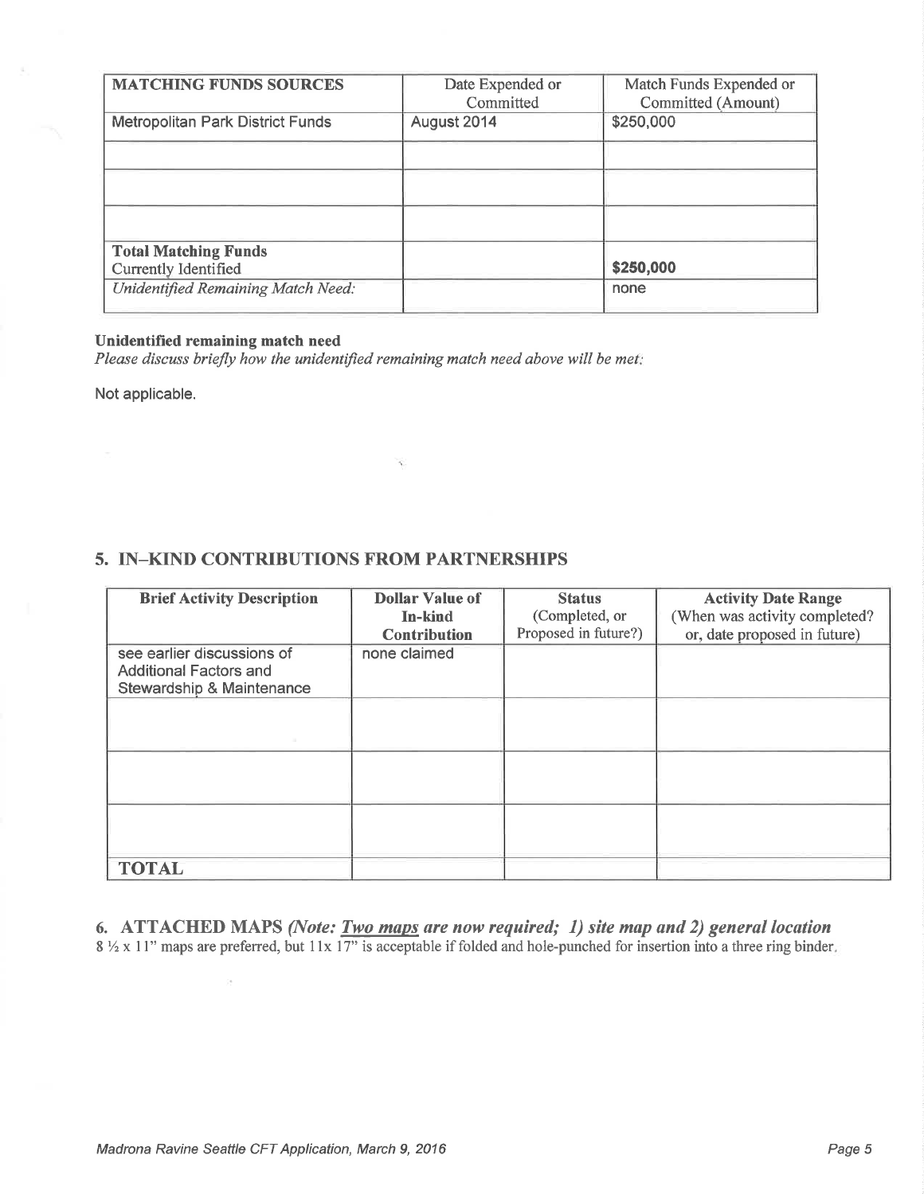| MATCHING FUNDS SOURCES | Date Expended or Committed | Match Funds Expended or Committed (Amount) |
|---|---|---|
| Metropolitan Park District Funds | August 2014 | $250,000 |
| | | |
| | | |
| | | |
| **Total Matching Funds** Currently Identified | | **$250,000** |
| *Unidentified Remaining Match Need:* | | none |

**Unidentified remaining match need**

*Please discuss briefly how the unidentified remaining match need above will be met:*

Not applicable.

## 5. IN–KIND CONTRIBUTIONS FROM PARTNERSHIPS

| Brief Activity Description | Dollar Value of In-kind Contribution | Status (Completed, or Proposed in future?) | Activity Date Range (When was activity completed? or, date proposed in future) |
|---|---|---|---|
| see earlier discussions of Additional Factors and Stewardship & Maintenance | none claimed | | |
| | | | |
| | | | |
| | | | |
| **TOTAL** | | | |

## 6. ATTACHED MAPS *(Note: Two maps are now required; 1) site map and 2) general location*

8 ½ x 11" maps are preferred, but 11x 17" is acceptable if folded and hole-punched for insertion into a three ring binder.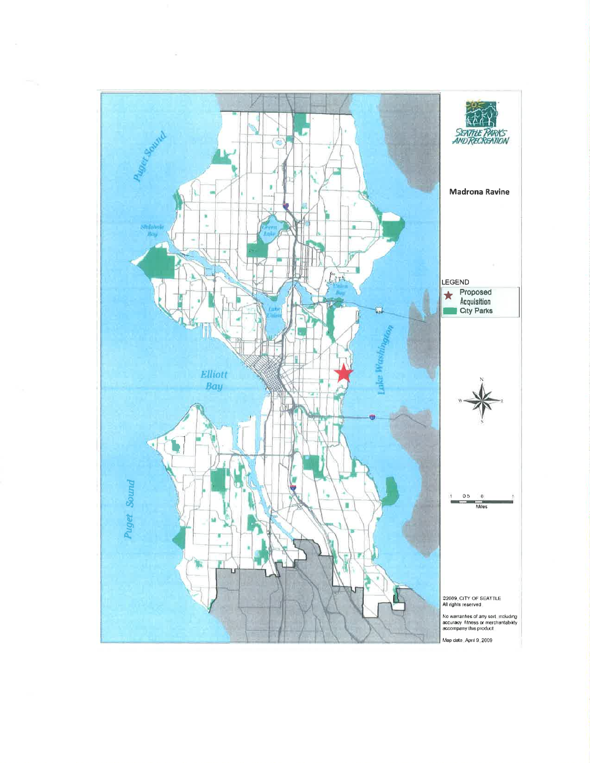## Madrona Ravine

**LEGEND**

- ★ Proposed Acquisition
- City Parks

Puget Sound

Shilshole Bay

Green Lake

Lake Union

Union Bay

Lake Washington

Elliott Bay

Puget Sound

1 0.5 0 1

Miles

©2009, CITY OF SEATTLE
All rights reserved

No warranties of any sort, including accuracy, fitness or merchantability accompany this product

Map date: April 9, 2009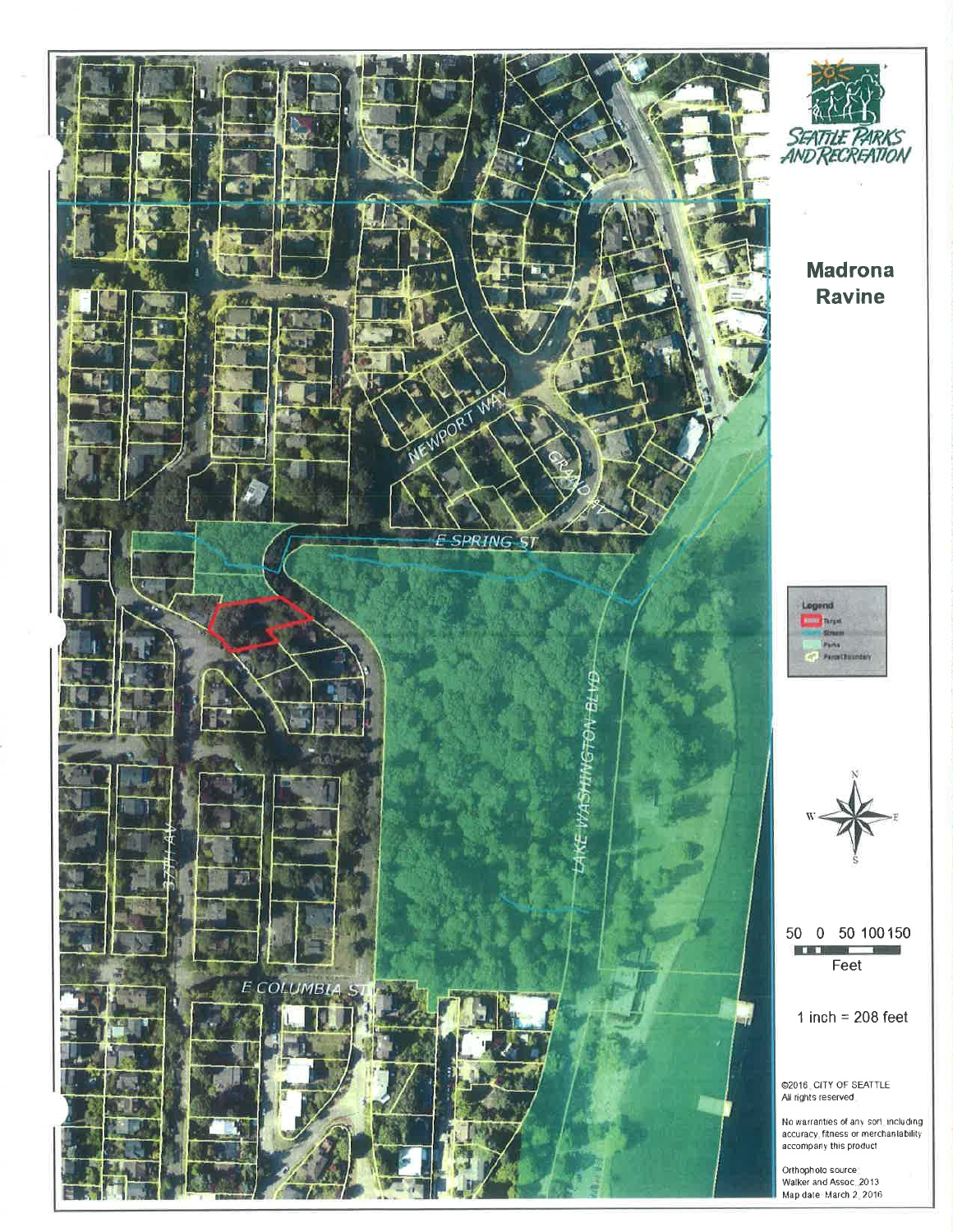SEATTLE PARKS AND RECREATION

# Madrona Ravine

NEWPORT WAY

GRAND AV

E SPRING ST

LAKE WASHINGTON BLVD

37TH AV

E COLUMBIA ST

Legend

Target

Stream

Parks

Parcel Boundary

N

W

E

S

50 0 50 100 150

Feet

1 inch = 208 feet

©2016, CITY OF SEATTLE
All rights reserved

No warranties of any sort, including accuracy, fitness or merchantability accompany this product

Orthophoto source
Walker and Assoc. 2013
Map date: March 2, 2016